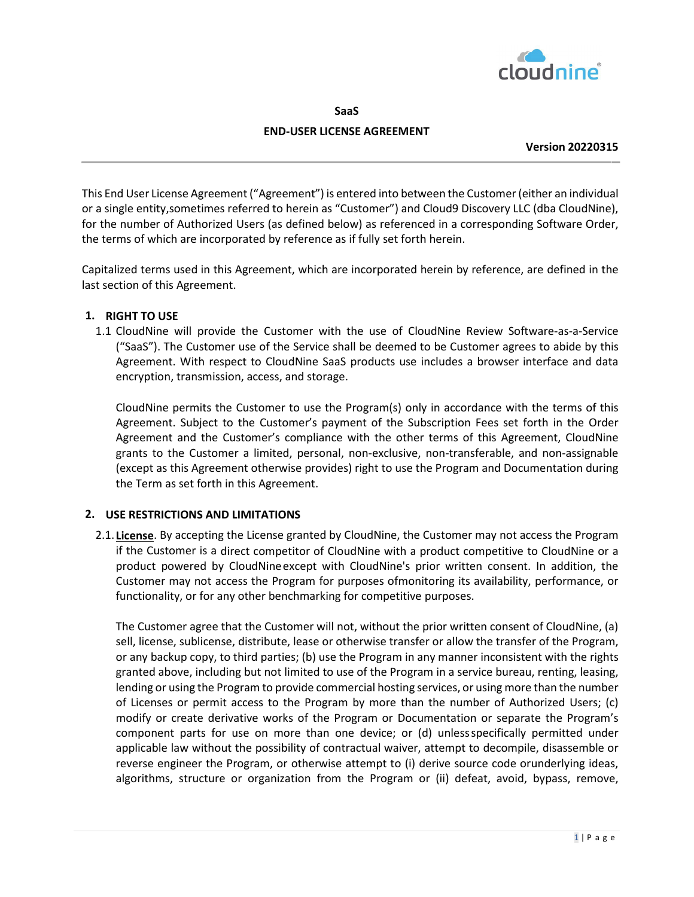**SaaS**

**END-USER LICENSE AGREEMENT**

**Version 20220315**

---

This End User License Agreement ("Agreement") is entered into between the Customer (either an individual or a single entity,sometimes referred to herein as "Customer") and Cloud9 Discovery LLC (dba CloudNine), for the number of Authorized Users (as defined below) as referenced in a corresponding Software Order, the terms of which are incorporated by reference as if fully set forth herein.

Capitalized terms used in this Agreement, which are incorporated herein by reference, are defined in the last section of this Agreement.

## 1. RIGHT TO USE

1.1 CloudNine will provide the Customer with the use of CloudNine Review Software-as-a-Service ("SaaS"). The Customer use of the Service shall be deemed to be Customer agrees to abide by this Agreement. With respect to CloudNine SaaS products use includes a browser interface and data encryption, transmission, access, and storage.

CloudNine permits the Customer to use the Program(s) only in accordance with the terms of this Agreement. Subject to the Customer's payment of the Subscription Fees set forth in the Order Agreement and the Customer's compliance with the other terms of this Agreement, CloudNine grants to the Customer a limited, personal, non-exclusive, non-transferable, and non-assignable (except as this Agreement otherwise provides) right to use the Program and Documentation during the Term as set forth in this Agreement.

## 2. USE RESTRICTIONS AND LIMITATIONS

2.1. **License**. By accepting the License granted by CloudNine, the Customer may not access the Program if the Customer is a direct competitor of CloudNine with a product competitive to CloudNine or a product powered by CloudNineexcept with CloudNine's prior written consent. In addition, the Customer may not access the Program for purposes ofmonitoring its availability, performance, or functionality, or for any other benchmarking for competitive purposes.

The Customer agree that the Customer will not, without the prior written consent of CloudNine, (a) sell, license, sublicense, distribute, lease or otherwise transfer or allow the transfer of the Program, or any backup copy, to third parties; (b) use the Program in any manner inconsistent with the rights granted above, including but not limited to use of the Program in a service bureau, renting, leasing, lending or using the Program to provide commercial hosting services, or using more than the number of Licenses or permit access to the Program by more than the number of Authorized Users; (c) modify or create derivative works of the Program or Documentation or separate the Program's component parts for use on more than one device; or (d) unlessspecifically permitted under applicable law without the possibility of contractual waiver, attempt to decompile, disassemble or reverse engineer the Program, or otherwise attempt to (i) derive source code orunderlying ideas, algorithms, structure or organization from the Program or (ii) defeat, avoid, bypass, remove,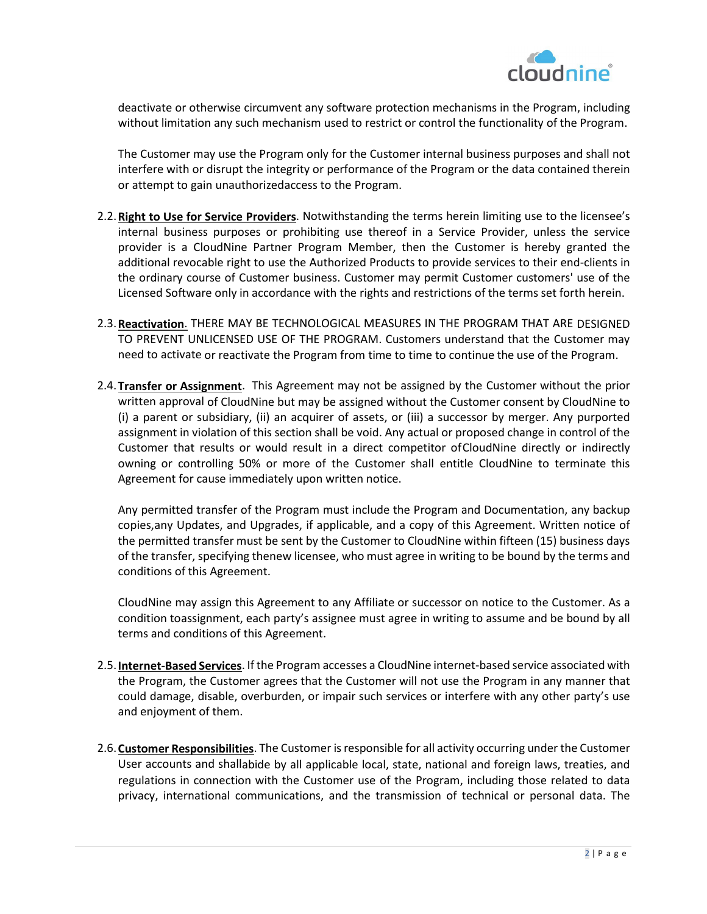deactivate or otherwise circumvent any software protection mechanisms in the Program, including without limitation any such mechanism used to restrict or control the functionality of the Program.

The Customer may use the Program only for the Customer internal business purposes and shall not interfere with or disrupt the integrity or performance of the Program or the data contained therein or attempt to gain unauthorizedaccess to the Program.

2.2. **Right to Use for Service Providers**. Notwithstanding the terms herein limiting use to the licensee's internal business purposes or prohibiting use thereof in a Service Provider, unless the service provider is a CloudNine Partner Program Member, then the Customer is hereby granted the additional revocable right to use the Authorized Products to provide services to their end-clients in the ordinary course of Customer business. Customer may permit Customer customers' use of the Licensed Software only in accordance with the rights and restrictions of the terms set forth herein.

2.3. **Reactivation**. THERE MAY BE TECHNOLOGICAL MEASURES IN THE PROGRAM THAT ARE DESIGNED TO PREVENT UNLICENSED USE OF THE PROGRAM. Customers understand that the Customer may need to activate or reactivate the Program from time to time to continue the use of the Program.

2.4. **Transfer or Assignment**. This Agreement may not be assigned by the Customer without the prior written approval of CloudNine but may be assigned without the Customer consent by CloudNine to (i) a parent or subsidiary, (ii) an acquirer of assets, or (iii) a successor by merger. Any purported assignment in violation of this section shall be void. Any actual or proposed change in control of the Customer that results or would result in a direct competitor ofCloudNine directly or indirectly owning or controlling 50% or more of the Customer shall entitle CloudNine to terminate this Agreement for cause immediately upon written notice.

Any permitted transfer of the Program must include the Program and Documentation, any backup copies,any Updates, and Upgrades, if applicable, and a copy of this Agreement. Written notice of the permitted transfer must be sent by the Customer to CloudNine within fifteen (15) business days of the transfer, specifying thenew licensee, who must agree in writing to be bound by the terms and conditions of this Agreement.

CloudNine may assign this Agreement to any Affiliate or successor on notice to the Customer. As a condition toassignment, each party's assignee must agree in writing to assume and be bound by all terms and conditions of this Agreement.

2.5. **Internet-Based Services**. If the Program accesses a CloudNine internet-based service associated with the Program, the Customer agrees that the Customer will not use the Program in any manner that could damage, disable, overburden, or impair such services or interfere with any other party's use and enjoyment of them.

2.6. **Customer Responsibilities**. The Customer is responsible for all activity occurring under the Customer User accounts and shallabide by all applicable local, state, national and foreign laws, treaties, and regulations in connection with the Customer use of the Program, including those related to data privacy, international communications, and the transmission of technical or personal data. The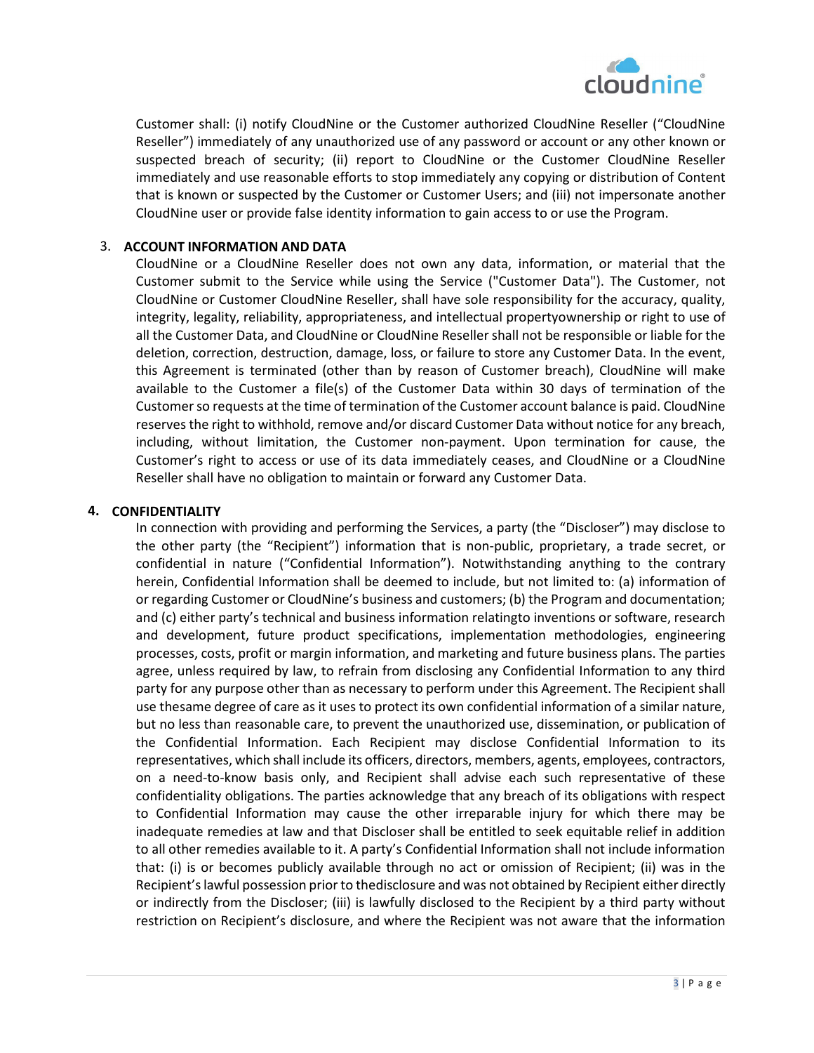Customer shall: (i) notify CloudNine or the Customer authorized CloudNine Reseller ("CloudNine Reseller") immediately of any unauthorized use of any password or account or any other known or suspected breach of security; (ii) report to CloudNine or the Customer CloudNine Reseller immediately and use reasonable efforts to stop immediately any copying or distribution of Content that is known or suspected by the Customer or Customer Users; and (iii) not impersonate another CloudNine user or provide false identity information to gain access to or use the Program.

3. **ACCOUNT INFORMATION AND DATA**

CloudNine or a CloudNine Reseller does not own any data, information, or material that the Customer submit to the Service while using the Service ("Customer Data"). The Customer, not CloudNine or Customer CloudNine Reseller, shall have sole responsibility for the accuracy, quality, integrity, legality, reliability, appropriateness, and intellectual propertyownership or right to use of all the Customer Data, and CloudNine or CloudNine Reseller shall not be responsible or liable for the deletion, correction, destruction, damage, loss, or failure to store any Customer Data. In the event, this Agreement is terminated (other than by reason of Customer breach), CloudNine will make available to the Customer a file(s) of the Customer Data within 30 days of termination of the Customer so requests at the time of termination of the Customer account balance is paid. CloudNine reserves the right to withhold, remove and/or discard Customer Data without notice for any breach, including, without limitation, the Customer non-payment. Upon termination for cause, the Customer's right to access or use of its data immediately ceases, and CloudNine or a CloudNine Reseller shall have no obligation to maintain or forward any Customer Data.

4. **CONFIDENTIALITY**

In connection with providing and performing the Services, a party (the "Discloser") may disclose to the other party (the "Recipient") information that is non-public, proprietary, a trade secret, or confidential in nature ("Confidential Information"). Notwithstanding anything to the contrary herein, Confidential Information shall be deemed to include, but not limited to: (a) information of or regarding Customer or CloudNine's business and customers; (b) the Program and documentation; and (c) either party's technical and business information relatingto inventions or software, research and development, future product specifications, implementation methodologies, engineering processes, costs, profit or margin information, and marketing and future business plans. The parties agree, unless required by law, to refrain from disclosing any Confidential Information to any third party for any purpose other than as necessary to perform under this Agreement. The Recipient shall use thesame degree of care as it uses to protect its own confidential information of a similar nature, but no less than reasonable care, to prevent the unauthorized use, dissemination, or publication of the Confidential Information. Each Recipient may disclose Confidential Information to its representatives, which shall include its officers, directors, members, agents, employees, contractors, on a need-to-know basis only, and Recipient shall advise each such representative of these confidentiality obligations. The parties acknowledge that any breach of its obligations with respect to Confidential Information may cause the other irreparable injury for which there may be inadequate remedies at law and that Discloser shall be entitled to seek equitable relief in addition to all other remedies available to it. A party's Confidential Information shall not include information that: (i) is or becomes publicly available through no act or omission of Recipient; (ii) was in the Recipient's lawful possession prior to thedisclosure and was not obtained by Recipient either directly or indirectly from the Discloser; (iii) is lawfully disclosed to the Recipient by a third party without restriction on Recipient's disclosure, and where the Recipient was not aware that the information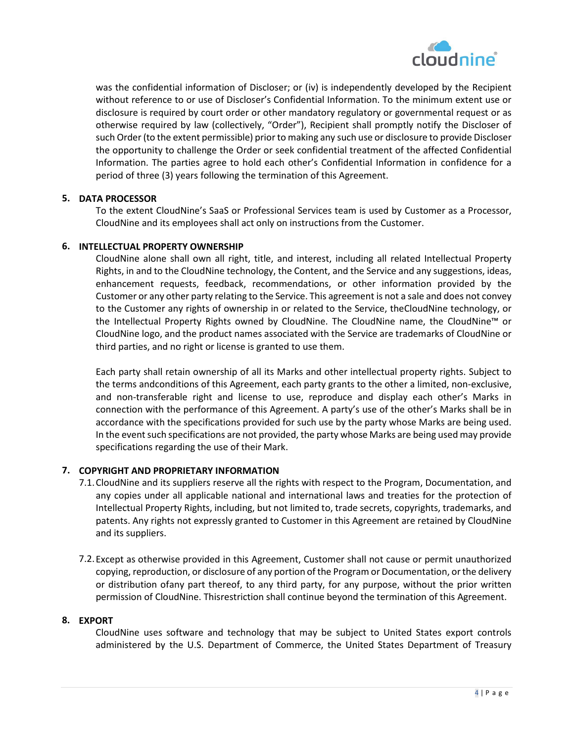was the confidential information of Discloser; or (iv) is independently developed by the Recipient without reference to or use of Discloser's Confidential Information. To the minimum extent use or disclosure is required by court order or other mandatory regulatory or governmental request or as otherwise required by law (collectively, "Order"), Recipient shall promptly notify the Discloser of such Order (to the extent permissible) prior to making any such use or disclosure to provide Discloser the opportunity to challenge the Order or seek confidential treatment of the affected Confidential Information. The parties agree to hold each other's Confidential Information in confidence for a period of three (3) years following the termination of this Agreement.

## 5. DATA PROCESSOR

To the extent CloudNine's SaaS or Professional Services team is used by Customer as a Processor, CloudNine and its employees shall act only on instructions from the Customer.

## 6. INTELLECTUAL PROPERTY OWNERSHIP

CloudNine alone shall own all right, title, and interest, including all related Intellectual Property Rights, in and to the CloudNine technology, the Content, and the Service and any suggestions, ideas, enhancement requests, feedback, recommendations, or other information provided by the Customer or any other party relating to the Service. This agreement is not a sale and does not convey to the Customer any rights of ownership in or related to the Service, theCloudNine technology, or the Intellectual Property Rights owned by CloudNine. The CloudNine name, the CloudNine™ or CloudNine logo, and the product names associated with the Service are trademarks of CloudNine or third parties, and no right or license is granted to use them.

Each party shall retain ownership of all its Marks and other intellectual property rights. Subject to the terms andconditions of this Agreement, each party grants to the other a limited, non-exclusive, and non-transferable right and license to use, reproduce and display each other's Marks in connection with the performance of this Agreement. A party's use of the other's Marks shall be in accordance with the specifications provided for such use by the party whose Marks are being used. In the event such specifications are not provided, the party whose Marks are being used may provide specifications regarding the use of their Mark.

## 7. COPYRIGHT AND PROPRIETARY INFORMATION

7.1. CloudNine and its suppliers reserve all the rights with respect to the Program, Documentation, and any copies under all applicable national and international laws and treaties for the protection of Intellectual Property Rights, including, but not limited to, trade secrets, copyrights, trademarks, and patents. Any rights not expressly granted to Customer in this Agreement are retained by CloudNine and its suppliers.

7.2. Except as otherwise provided in this Agreement, Customer shall not cause or permit unauthorized copying, reproduction, or disclosure of any portion of the Program or Documentation, or the delivery or distribution ofany part thereof, to any third party, for any purpose, without the prior written permission of CloudNine. Thisrestriction shall continue beyond the termination of this Agreement.

## 8. EXPORT

CloudNine uses software and technology that may be subject to United States export controls administered by the U.S. Department of Commerce, the United States Department of Treasury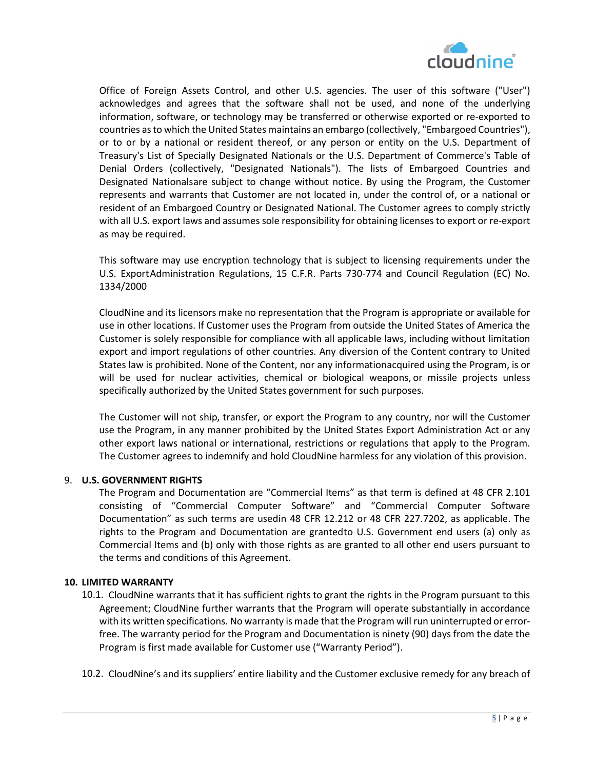Office of Foreign Assets Control, and other U.S. agencies. The user of this software ("User") acknowledges and agrees that the software shall not be used, and none of the underlying information, software, or technology may be transferred or otherwise exported or re-exported to countries as to which the United States maintains an embargo (collectively, "Embargoed Countries"), or to or by a national or resident thereof, or any person or entity on the U.S. Department of Treasury's List of Specially Designated Nationals or the U.S. Department of Commerce's Table of Denial Orders (collectively, "Designated Nationals"). The lists of Embargoed Countries and Designated Nationalsare subject to change without notice. By using the Program, the Customer represents and warrants that Customer are not located in, under the control of, or a national or resident of an Embargoed Country or Designated National. The Customer agrees to comply strictly with all U.S. export laws and assumes sole responsibility for obtaining licenses to export or re-export as may be required.

This software may use encryption technology that is subject to licensing requirements under the U.S. ExportAdministration Regulations, 15 C.F.R. Parts 730-774 and Council Regulation (EC) No. 1334/2000

CloudNine and its licensors make no representation that the Program is appropriate or available for use in other locations. If Customer uses the Program from outside the United States of America the Customer is solely responsible for compliance with all applicable laws, including without limitation export and import regulations of other countries. Any diversion of the Content contrary to United States law is prohibited. None of the Content, nor any informationacquired using the Program, is or will be used for nuclear activities, chemical or biological weapons, or missile projects unless specifically authorized by the United States government for such purposes.

The Customer will not ship, transfer, or export the Program to any country, nor will the Customer use the Program, in any manner prohibited by the United States Export Administration Act or any other export laws national or international, restrictions or regulations that apply to the Program. The Customer agrees to indemnify and hold CloudNine harmless for any violation of this provision.

9. **U.S. GOVERNMENT RIGHTS**

The Program and Documentation are "Commercial Items" as that term is defined at 48 CFR 2.101 consisting of "Commercial Computer Software" and "Commercial Computer Software Documentation" as such terms are usedin 48 CFR 12.212 or 48 CFR 227.7202, as applicable. The rights to the Program and Documentation are grantedto U.S. Government end users (a) only as Commercial Items and (b) only with those rights as are granted to all other end users pursuant to the terms and conditions of this Agreement.

**10. LIMITED WARRANTY**

10.1. CloudNine warrants that it has sufficient rights to grant the rights in the Program pursuant to this Agreement; CloudNine further warrants that the Program will operate substantially in accordance with its written specifications. No warranty is made that the Program will run uninterrupted or error-free. The warranty period for the Program and Documentation is ninety (90) days from the date the Program is first made available for Customer use ("Warranty Period").

10.2. CloudNine's and its suppliers' entire liability and the Customer exclusive remedy for any breach of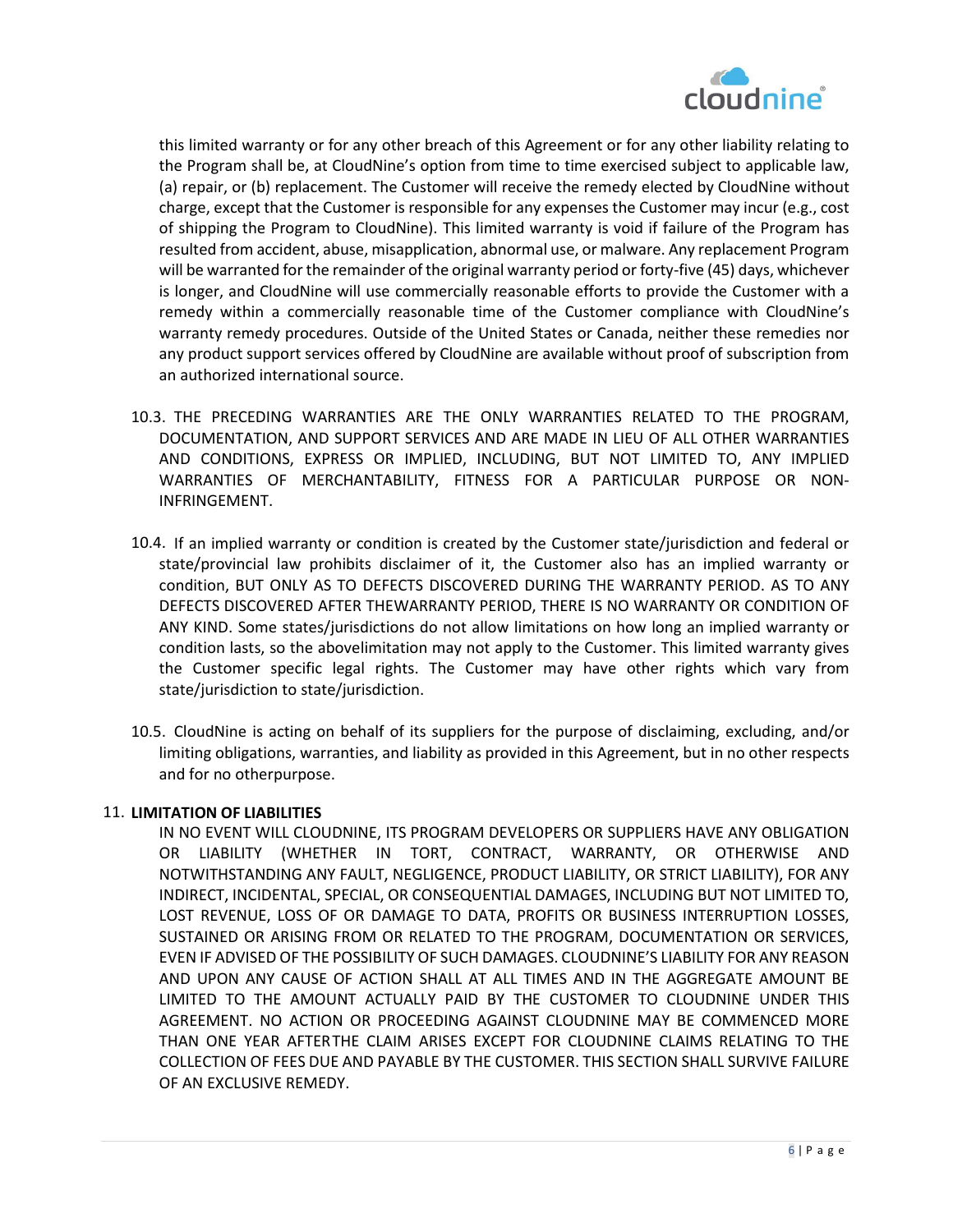this limited warranty or for any other breach of this Agreement or for any other liability relating to the Program shall be, at CloudNine's option from time to time exercised subject to applicable law, (a) repair, or (b) replacement. The Customer will receive the remedy elected by CloudNine without charge, except that the Customer is responsible for any expenses the Customer may incur (e.g., cost of shipping the Program to CloudNine). This limited warranty is void if failure of the Program has resulted from accident, abuse, misapplication, abnormal use, or malware. Any replacement Program will be warranted for the remainder of the original warranty period or forty-five (45) days, whichever is longer, and CloudNine will use commercially reasonable efforts to provide the Customer with a remedy within a commercially reasonable time of the Customer compliance with CloudNine's warranty remedy procedures. Outside of the United States or Canada, neither these remedies nor any product support services offered by CloudNine are available without proof of subscription from an authorized international source.

10.3. THE PRECEDING WARRANTIES ARE THE ONLY WARRANTIES RELATED TO THE PROGRAM, DOCUMENTATION, AND SUPPORT SERVICES AND ARE MADE IN LIEU OF ALL OTHER WARRANTIES AND CONDITIONS, EXPRESS OR IMPLIED, INCLUDING, BUT NOT LIMITED TO, ANY IMPLIED WARRANTIES OF MERCHANTABILITY, FITNESS FOR A PARTICULAR PURPOSE OR NON-INFRINGEMENT.

10.4. If an implied warranty or condition is created by the Customer state/jurisdiction and federal or state/provincial law prohibits disclaimer of it, the Customer also has an implied warranty or condition, BUT ONLY AS TO DEFECTS DISCOVERED DURING THE WARRANTY PERIOD. AS TO ANY DEFECTS DISCOVERED AFTER THEWARRANTY PERIOD, THERE IS NO WARRANTY OR CONDITION OF ANY KIND. Some states/jurisdictions do not allow limitations on how long an implied warranty or condition lasts, so the abovelimitation may not apply to the Customer. This limited warranty gives the Customer specific legal rights. The Customer may have other rights which vary from state/jurisdiction to state/jurisdiction.

10.5. CloudNine is acting on behalf of its suppliers for the purpose of disclaiming, excluding, and/or limiting obligations, warranties, and liability as provided in this Agreement, but in no other respects and for no otherpurpose.

11. **LIMITATION OF LIABILITIES**

IN NO EVENT WILL CLOUDNINE, ITS PROGRAM DEVELOPERS OR SUPPLIERS HAVE ANY OBLIGATION OR LIABILITY (WHETHER IN TORT, CONTRACT, WARRANTY, OR OTHERWISE AND NOTWITHSTANDING ANY FAULT, NEGLIGENCE, PRODUCT LIABILITY, OR STRICT LIABILITY), FOR ANY INDIRECT, INCIDENTAL, SPECIAL, OR CONSEQUENTIAL DAMAGES, INCLUDING BUT NOT LIMITED TO, LOST REVENUE, LOSS OF OR DAMAGE TO DATA, PROFITS OR BUSINESS INTERRUPTION LOSSES, SUSTAINED OR ARISING FROM OR RELATED TO THE PROGRAM, DOCUMENTATION OR SERVICES, EVEN IF ADVISED OF THE POSSIBILITY OF SUCH DAMAGES. CLOUDNINE'S LIABILITY FOR ANY REASON AND UPON ANY CAUSE OF ACTION SHALL AT ALL TIMES AND IN THE AGGREGATE AMOUNT BE LIMITED TO THE AMOUNT ACTUALLY PAID BY THE CUSTOMER TO CLOUDNINE UNDER THIS AGREEMENT. NO ACTION OR PROCEEDING AGAINST CLOUDNINE MAY BE COMMENCED MORE THAN ONE YEAR AFTERTHE CLAIM ARISES EXCEPT FOR CLOUDNINE CLAIMS RELATING TO THE COLLECTION OF FEES DUE AND PAYABLE BY THE CUSTOMER. THIS SECTION SHALL SURVIVE FAILURE OF AN EXCLUSIVE REMEDY.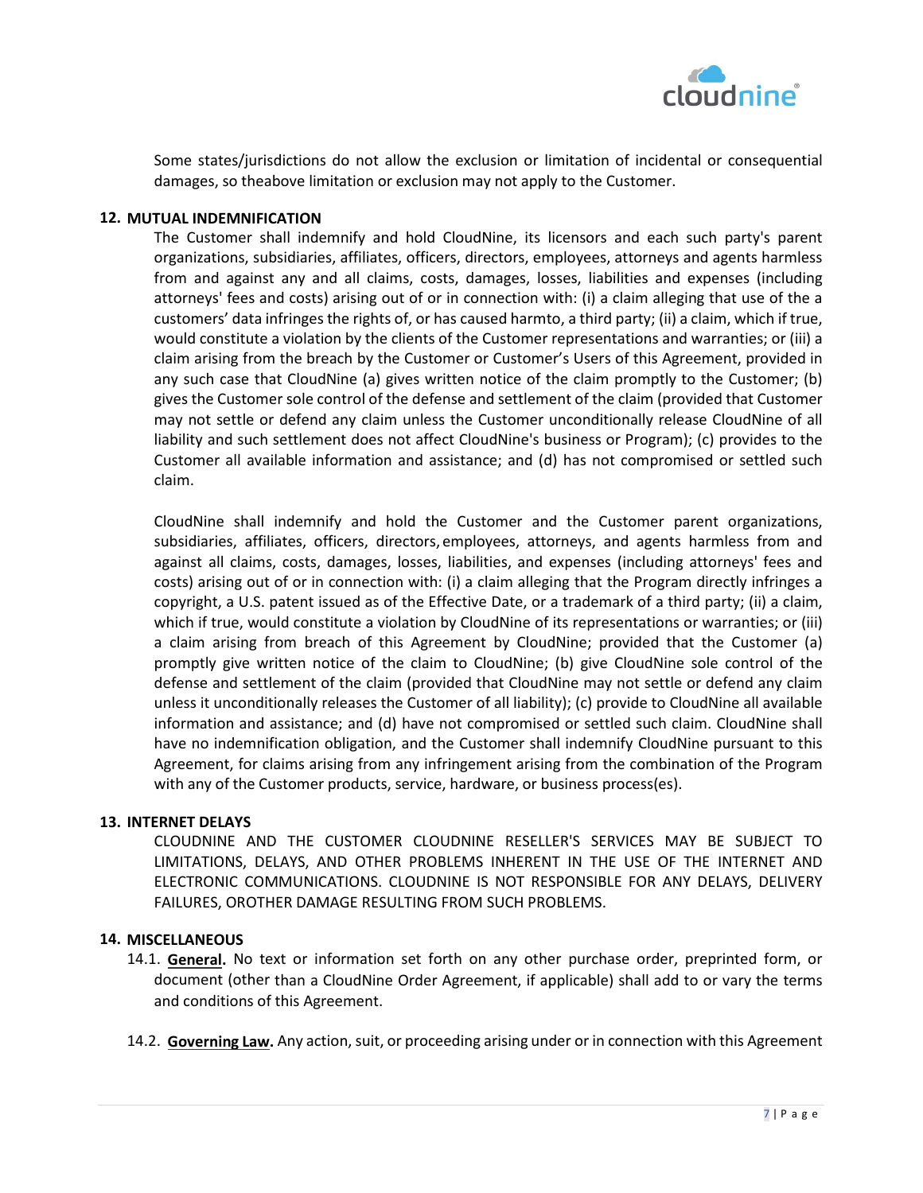Some states/jurisdictions do not allow the exclusion or limitation of incidental or consequential damages, so theabove limitation or exclusion may not apply to the Customer.

## 12. MUTUAL INDEMNIFICATION

The Customer shall indemnify and hold CloudNine, its licensors and each such party's parent organizations, subsidiaries, affiliates, officers, directors, employees, attorneys and agents harmless from and against any and all claims, costs, damages, losses, liabilities and expenses (including attorneys' fees and costs) arising out of or in connection with: (i) a claim alleging that use of the a customers' data infringes the rights of, or has caused harmto, a third party; (ii) a claim, which if true, would constitute a violation by the clients of the Customer representations and warranties; or (iii) a claim arising from the breach by the Customer or Customer's Users of this Agreement, provided in any such case that CloudNine (a) gives written notice of the claim promptly to the Customer; (b) gives the Customer sole control of the defense and settlement of the claim (provided that Customer may not settle or defend any claim unless the Customer unconditionally release CloudNine of all liability and such settlement does not affect CloudNine's business or Program); (c) provides to the Customer all available information and assistance; and (d) has not compromised or settled such claim.

CloudNine shall indemnify and hold the Customer and the Customer parent organizations, subsidiaries, affiliates, officers, directors, employees, attorneys, and agents harmless from and against all claims, costs, damages, losses, liabilities, and expenses (including attorneys' fees and costs) arising out of or in connection with: (i) a claim alleging that the Program directly infringes a copyright, a U.S. patent issued as of the Effective Date, or a trademark of a third party; (ii) a claim, which if true, would constitute a violation by CloudNine of its representations or warranties; or (iii) a claim arising from breach of this Agreement by CloudNine; provided that the Customer (a) promptly give written notice of the claim to CloudNine; (b) give CloudNine sole control of the defense and settlement of the claim (provided that CloudNine may not settle or defend any claim unless it unconditionally releases the Customer of all liability); (c) provide to CloudNine all available information and assistance; and (d) have not compromised or settled such claim. CloudNine shall have no indemnification obligation, and the Customer shall indemnify CloudNine pursuant to this Agreement, for claims arising from any infringement arising from the combination of the Program with any of the Customer products, service, hardware, or business process(es).

## 13. INTERNET DELAYS

CLOUDNINE AND THE CUSTOMER CLOUDNINE RESELLER'S SERVICES MAY BE SUBJECT TO LIMITATIONS, DELAYS, AND OTHER PROBLEMS INHERENT IN THE USE OF THE INTERNET AND ELECTRONIC COMMUNICATIONS. CLOUDNINE IS NOT RESPONSIBLE FOR ANY DELAYS, DELIVERY FAILURES, OROTHER DAMAGE RESULTING FROM SUCH PROBLEMS.

## 14. MISCELLANEOUS

14.1. **General.** No text or information set forth on any other purchase order, preprinted form, or document (other than a CloudNine Order Agreement, if applicable) shall add to or vary the terms and conditions of this Agreement.

14.2. **Governing Law.** Any action, suit, or proceeding arising under or in connection with this Agreement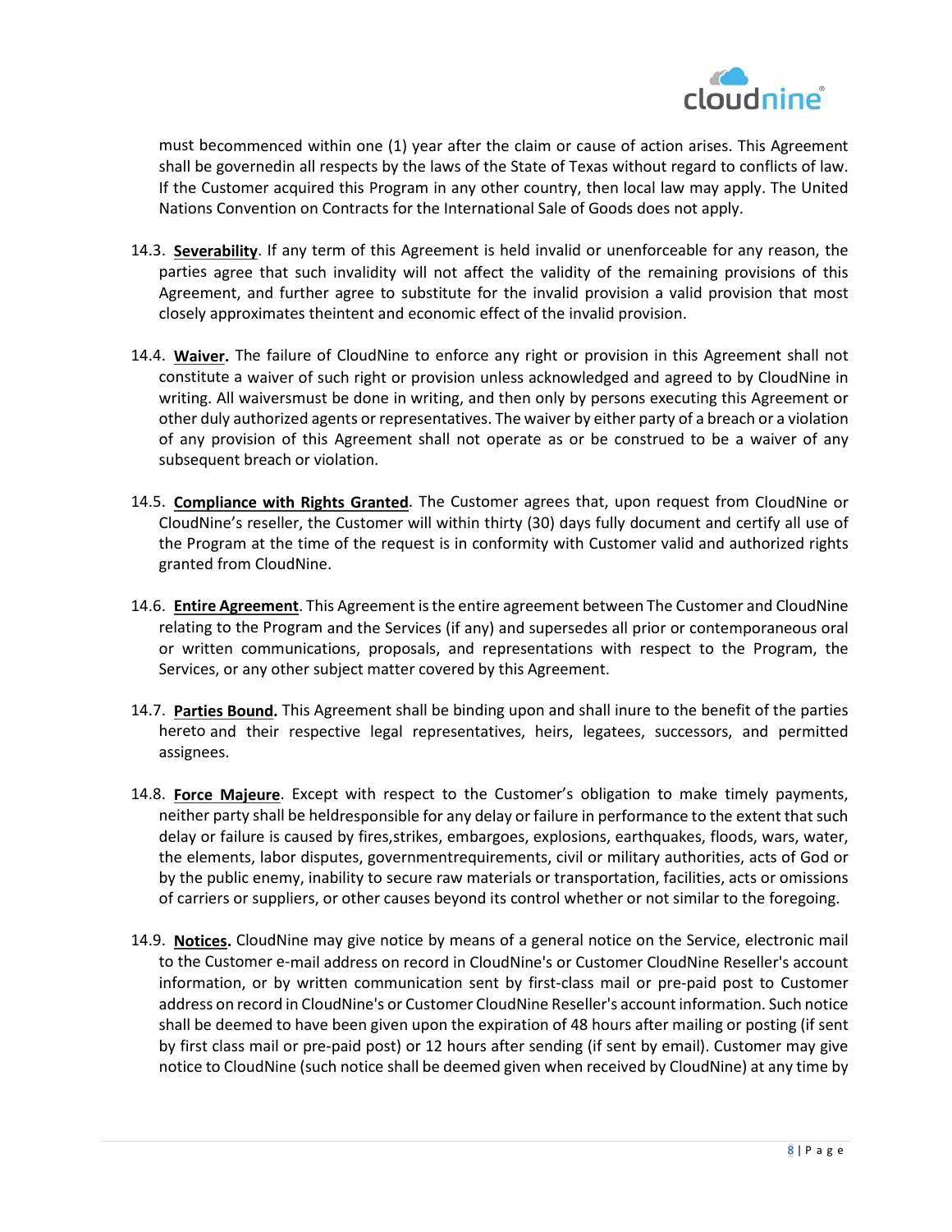must becommenced within one (1) year after the claim or cause of action arises. This Agreement shall be governedin all respects by the laws of the State of Texas without regard to conflicts of law. If the Customer acquired this Program in any other country, then local law may apply. The United Nations Convention on Contracts for the International Sale of Goods does not apply.

14.3. **Severability**. If any term of this Agreement is held invalid or unenforceable for any reason, the parties agree that such invalidity will not affect the validity of the remaining provisions of this Agreement, and further agree to substitute for the invalid provision a valid provision that most closely approximates theintent and economic effect of the invalid provision.

14.4. **Waiver.** The failure of CloudNine to enforce any right or provision in this Agreement shall not constitute a waiver of such right or provision unless acknowledged and agreed to by CloudNine in writing. All waiversmust be done in writing, and then only by persons executing this Agreement or other duly authorized agents or representatives. The waiver by either party of a breach or a violation of any provision of this Agreement shall not operate as or be construed to be a waiver of any subsequent breach or violation.

14.5. **Compliance with Rights Granted**. The Customer agrees that, upon request from CloudNine or CloudNine's reseller, the Customer will within thirty (30) days fully document and certify all use of the Program at the time of the request is in conformity with Customer valid and authorized rights granted from CloudNine.

14.6. **Entire Agreement**. This Agreement is the entire agreement between The Customer and CloudNine relating to the Program and the Services (if any) and supersedes all prior or contemporaneous oral or written communications, proposals, and representations with respect to the Program, the Services, or any other subject matter covered by this Agreement.

14.7. **Parties Bound.** This Agreement shall be binding upon and shall inure to the benefit of the parties hereto and their respective legal representatives, heirs, legatees, successors, and permitted assignees.

14.8. **Force Majeure**. Except with respect to the Customer's obligation to make timely payments, neither party shall be heldresponsible for any delay or failure in performance to the extent that such delay or failure is caused by fires,strikes, embargoes, explosions, earthquakes, floods, wars, water, the elements, labor disputes, governmentrequirements, civil or military authorities, acts of God or by the public enemy, inability to secure raw materials or transportation, facilities, acts or omissions of carriers or suppliers, or other causes beyond its control whether or not similar to the foregoing.

14.9. **Notices.** CloudNine may give notice by means of a general notice on the Service, electronic mail to the Customer e-mail address on record in CloudNine's or Customer CloudNine Reseller's account information, or by written communication sent by first-class mail or pre-paid post to Customer address on record in CloudNine's or Customer CloudNine Reseller's account information. Such notice shall be deemed to have been given upon the expiration of 48 hours after mailing or posting (if sent by first class mail or pre-paid post) or 12 hours after sending (if sent by email). Customer may give notice to CloudNine (such notice shall be deemed given when received by CloudNine) at any time by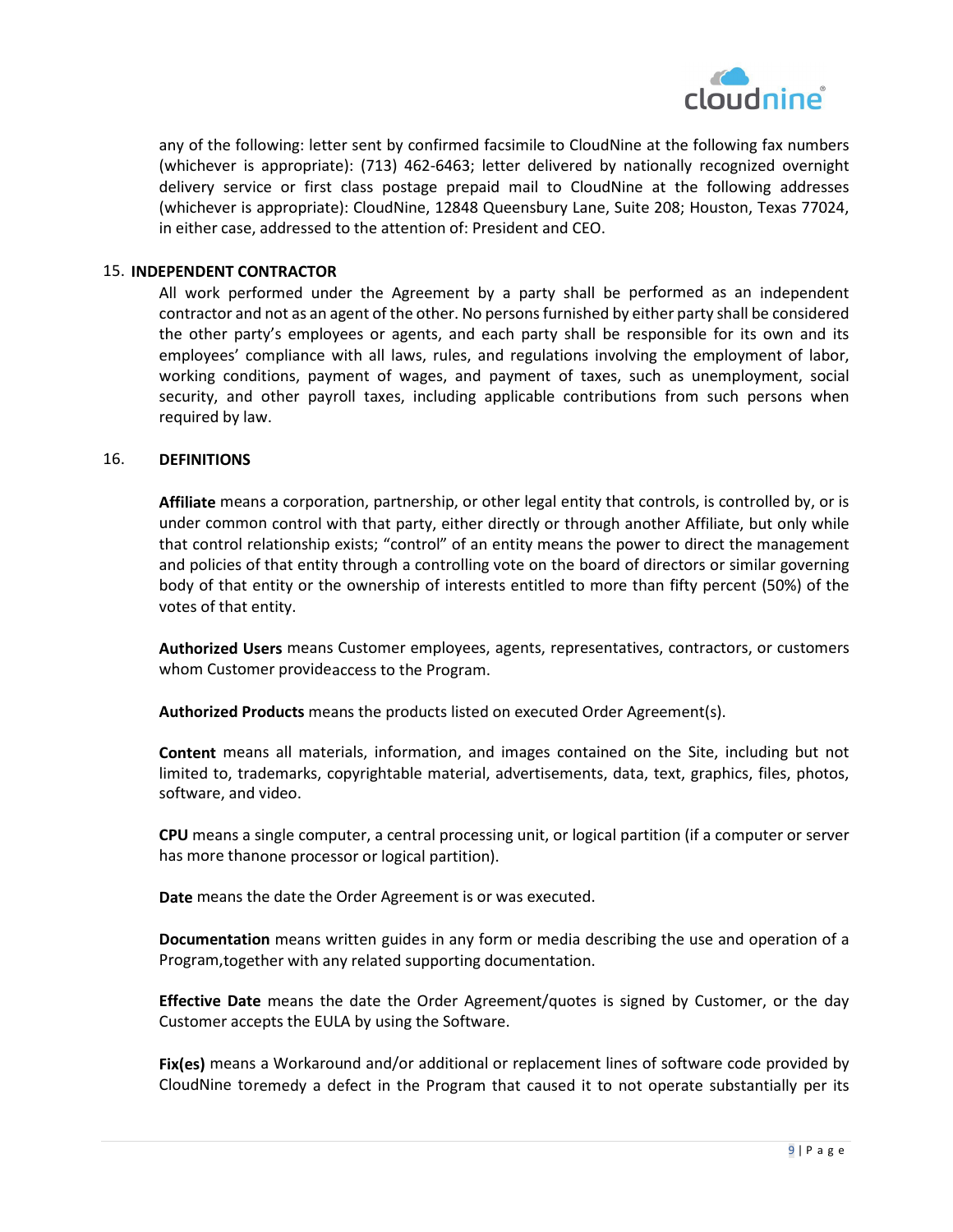any of the following: letter sent by confirmed facsimile to CloudNine at the following fax numbers (whichever is appropriate): (713) 462-6463; letter delivered by nationally recognized overnight delivery service or first class postage prepaid mail to CloudNine at the following addresses (whichever is appropriate): CloudNine, 12848 Queensbury Lane, Suite 208; Houston, Texas 77024, in either case, addressed to the attention of: President and CEO.

## 15. INDEPENDENT CONTRACTOR

All work performed under the Agreement by a party shall be performed as an independent contractor and not as an agent of the other. No persons furnished by either party shall be considered the other party's employees or agents, and each party shall be responsible for its own and its employees' compliance with all laws, rules, and regulations involving the employment of labor, working conditions, payment of wages, and payment of taxes, such as unemployment, social security, and other payroll taxes, including applicable contributions from such persons when required by law.

## 16. DEFINITIONS

**Affiliate** means a corporation, partnership, or other legal entity that controls, is controlled by, or is under common control with that party, either directly or through another Affiliate, but only while that control relationship exists; "control" of an entity means the power to direct the management and policies of that entity through a controlling vote on the board of directors or similar governing body of that entity or the ownership of interests entitled to more than fifty percent (50%) of the votes of that entity.

**Authorized Users** means Customer employees, agents, representatives, contractors, or customers whom Customer provideaccess to the Program.

**Authorized Products** means the products listed on executed Order Agreement(s).

**Content** means all materials, information, and images contained on the Site, including but not limited to, trademarks, copyrightable material, advertisements, data, text, graphics, files, photos, software, and video.

**CPU** means a single computer, a central processing unit, or logical partition (if a computer or server has more thanone processor or logical partition).

**Date** means the date the Order Agreement is or was executed.

**Documentation** means written guides in any form or media describing the use and operation of a Program,together with any related supporting documentation.

**Effective Date** means the date the Order Agreement/quotes is signed by Customer, or the day Customer accepts the EULA by using the Software.

**Fix(es)** means a Workaround and/or additional or replacement lines of software code provided by CloudNine toremedy a defect in the Program that caused it to not operate substantially per its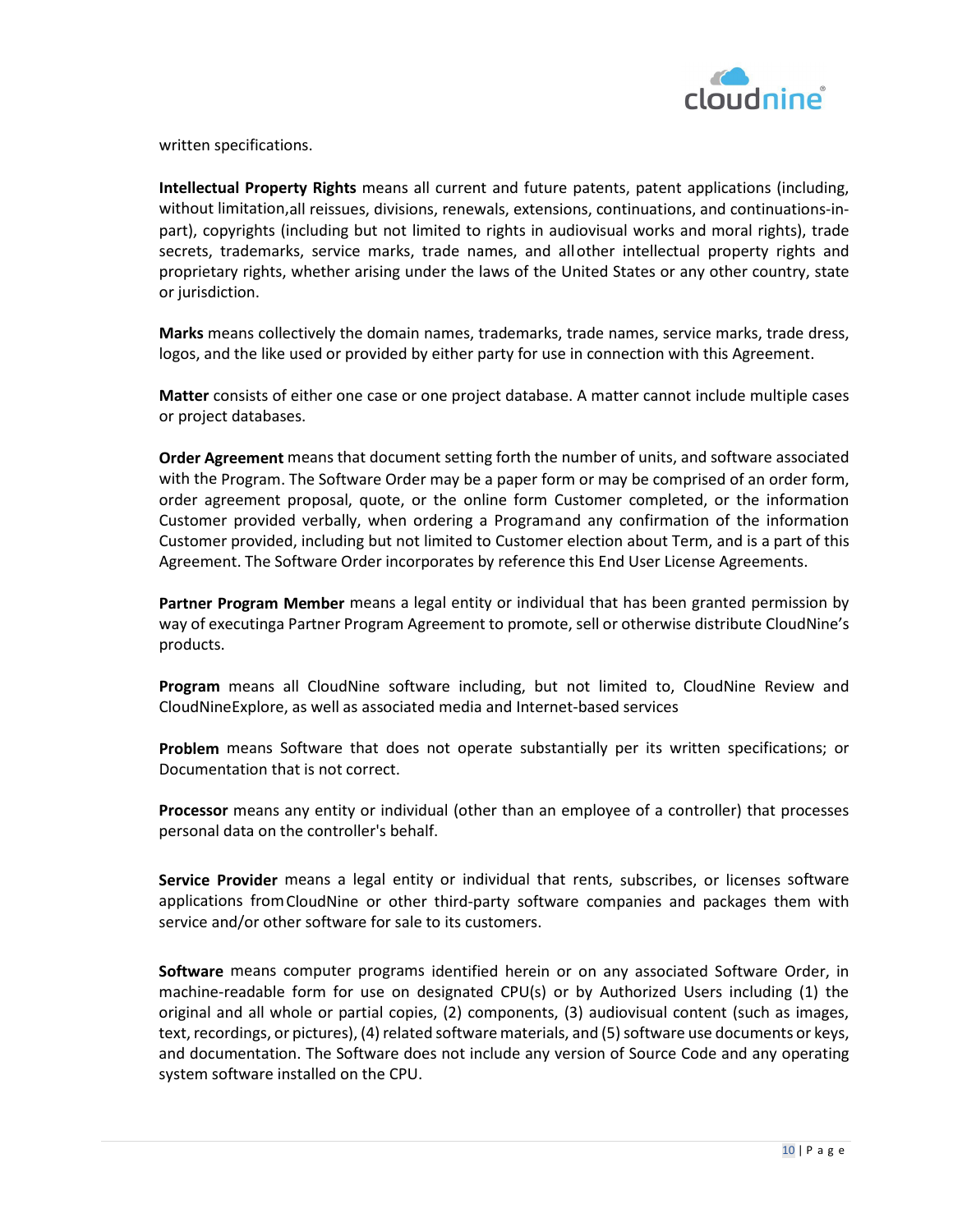written specifications.

**Intellectual Property Rights** means all current and future patents, patent applications (including, without limitation,all reissues, divisions, renewals, extensions, continuations, and continuations-in-part), copyrights (including but not limited to rights in audiovisual works and moral rights), trade secrets, trademarks, service marks, trade names, and allother intellectual property rights and proprietary rights, whether arising under the laws of the United States or any other country, state or jurisdiction.

**Marks** means collectively the domain names, trademarks, trade names, service marks, trade dress, logos, and the like used or provided by either party for use in connection with this Agreement.

**Matter** consists of either one case or one project database. A matter cannot include multiple cases or project databases.

**Order Agreement** means that document setting forth the number of units, and software associated with the Program. The Software Order may be a paper form or may be comprised of an order form, order agreement proposal, quote, or the online form Customer completed, or the information Customer provided verbally, when ordering a Programand any confirmation of the information Customer provided, including but not limited to Customer election about Term, and is a part of this Agreement. The Software Order incorporates by reference this End User License Agreements.

**Partner Program Member** means a legal entity or individual that has been granted permission by way of executinga Partner Program Agreement to promote, sell or otherwise distribute CloudNine's products.

**Program** means all CloudNine software including, but not limited to, CloudNine Review and CloudNineExplore, as well as associated media and Internet-based services

**Problem** means Software that does not operate substantially per its written specifications; or Documentation that is not correct.

**Processor** means any entity or individual (other than an employee of a controller) that processes personal data on the controller's behalf.

**Service Provider** means a legal entity or individual that rents, subscribes, or licenses software applications fromCloudNine or other third-party software companies and packages them with service and/or other software for sale to its customers.

**Software** means computer programs identified herein or on any associated Software Order, in machine-readable form for use on designated CPU(s) or by Authorized Users including (1) the original and all whole or partial copies, (2) components, (3) audiovisual content (such as images, text, recordings, or pictures), (4) related software materials, and (5) software use documents or keys, and documentation. The Software does not include any version of Source Code and any operating system software installed on the CPU.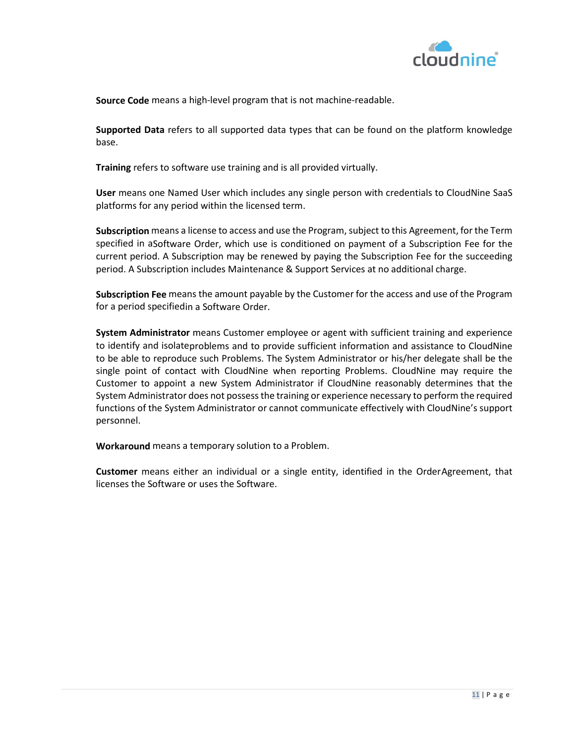**Source Code** means a high-level program that is not machine-readable.

**Supported Data** refers to all supported data types that can be found on the platform knowledge base.

**Training** refers to software use training and is all provided virtually.

**User** means one Named User which includes any single person with credentials to CloudNine SaaS platforms for any period within the licensed term.

**Subscription** means a license to access and use the Program, subject to this Agreement, for the Term specified in aSoftware Order, which use is conditioned on payment of a Subscription Fee for the current period. A Subscription may be renewed by paying the Subscription Fee for the succeeding period. A Subscription includes Maintenance & Support Services at no additional charge.

**Subscription Fee** means the amount payable by the Customer for the access and use of the Program for a period specifiedin a Software Order.

**System Administrator** means Customer employee or agent with sufficient training and experience to identify and isolateproblems and to provide sufficient information and assistance to CloudNine to be able to reproduce such Problems. The System Administrator or his/her delegate shall be the single point of contact with CloudNine when reporting Problems. CloudNine may require the Customer to appoint a new System Administrator if CloudNine reasonably determines that the System Administrator does not possess the training or experience necessary to perform the required functions of the System Administrator or cannot communicate effectively with CloudNine's support personnel.

**Workaround** means a temporary solution to a Problem.

**Customer** means either an individual or a single entity, identified in the OrderAgreement, that licenses the Software or uses the Software.